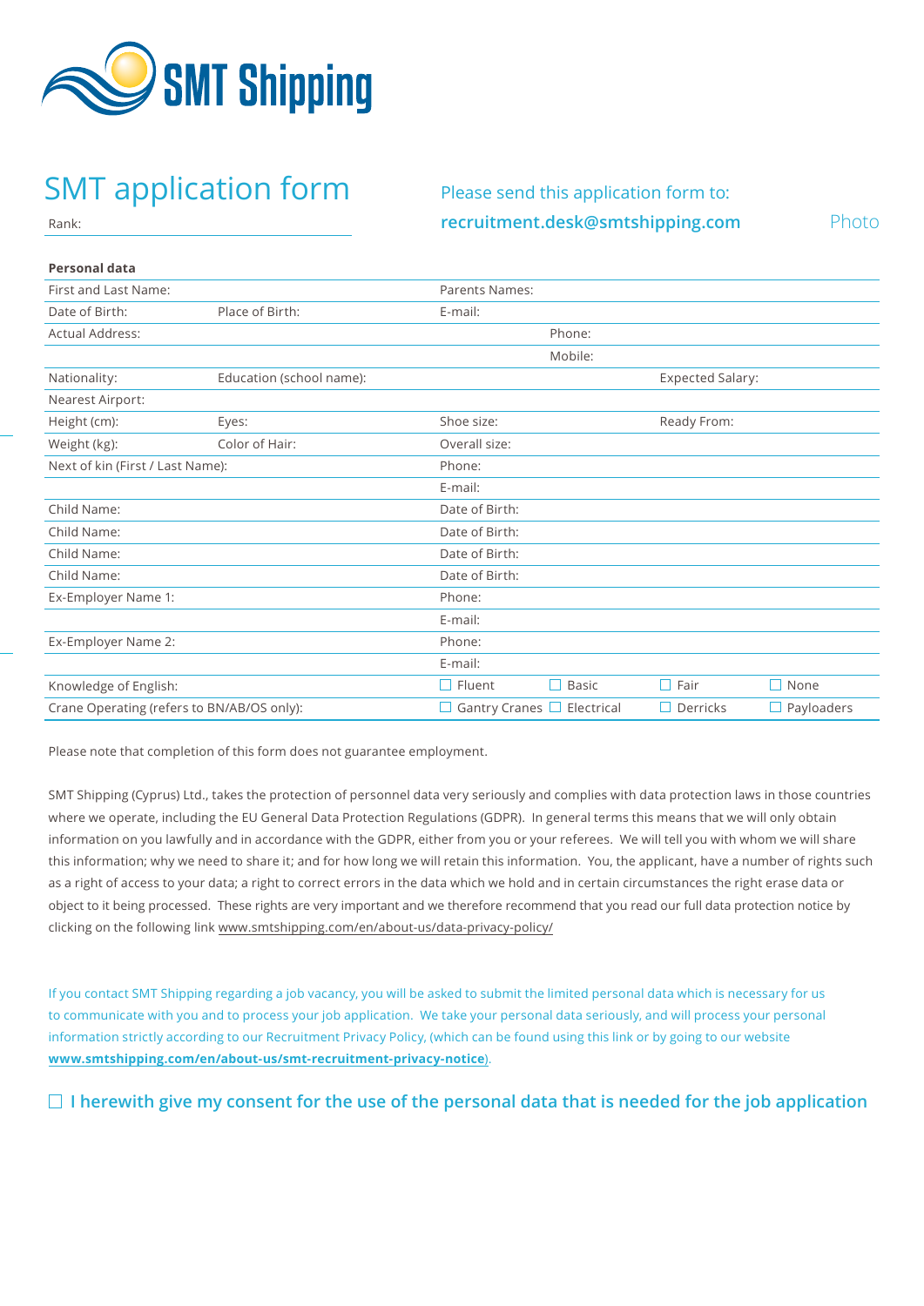SMT Shipping

# SMT application form

Rank:

Please send this application form to:
**recruitment.desk@smtshipping.com**

Photo

**Personal data**

| | | | | | |
|---|---|---|---|---|---|
| First and Last Name: | | Parents Names: | | | |
| Date of Birth: | Place of Birth: | E-mail: | | | |
| Actual Address: | | | Phone: | | |
| | | | Mobile: | | |
| Nationality: | Education (school name): | | | Expected Salary: | |
| Nearest Airport: | | | | | |
| Height (cm): | Eyes: | Shoe size: | | Ready From: | |
| Weight (kg): | Color of Hair: | Overall size: | | | |
| Next of kin (First / Last Name): | | Phone: | | | |
| | | E-mail: | | | |
| Child Name: | | Date of Birth: | | | |
| Child Name: | | Date of Birth: | | | |
| Child Name: | | Date of Birth: | | | |
| Child Name: | | Date of Birth: | | | |
| Ex-Employer Name 1: | | Phone: | | | |
| | | E-mail: | | | |
| Ex-Employer Name 2: | | Phone: | | | |
| | | E-mail: | | | |
| Knowledge of English: | | ☐ Fluent | ☐ Basic | ☐ Fair | ☐ None |
| Crane Operating (refers to BN/AB/OS only): | | ☐ Gantry Cranes | ☐ Electrical | ☐ Derricks | ☐ Payloaders |

Please note that completion of this form does not guarantee employment.

SMT Shipping (Cyprus) Ltd., takes the protection of personnel data very seriously and complies with data protection laws in those countries where we operate, including the EU General Data Protection Regulations (GDPR). In general terms this means that we will only obtain information on you lawfully and in accordance with the GDPR, either from you or your referees. We will tell you with whom we will share this information; why we need to share it; and for how long we will retain this information. You, the applicant, have a number of rights such as a right of access to your data; a right to correct errors in the data which we hold and in certain circumstances the right erase data or object to it being processed. These rights are very important and we therefore recommend that you read our full data protection notice by clicking on the following link www.smtshipping.com/en/about-us/data-privacy-policy/

If you contact SMT Shipping regarding a job vacancy, you will be asked to submit the limited personal data which is necessary for us to communicate with you and to process your job application. We take your personal data seriously, and will process your personal information strictly according to our Recruitment Privacy Policy, (which can be found using this link or by going to our website **www.smtshipping.com/en/about-us/smt-recruitment-privacy-notice**).

☐ **I herewith give my consent for the use of the personal data that is needed for the job application**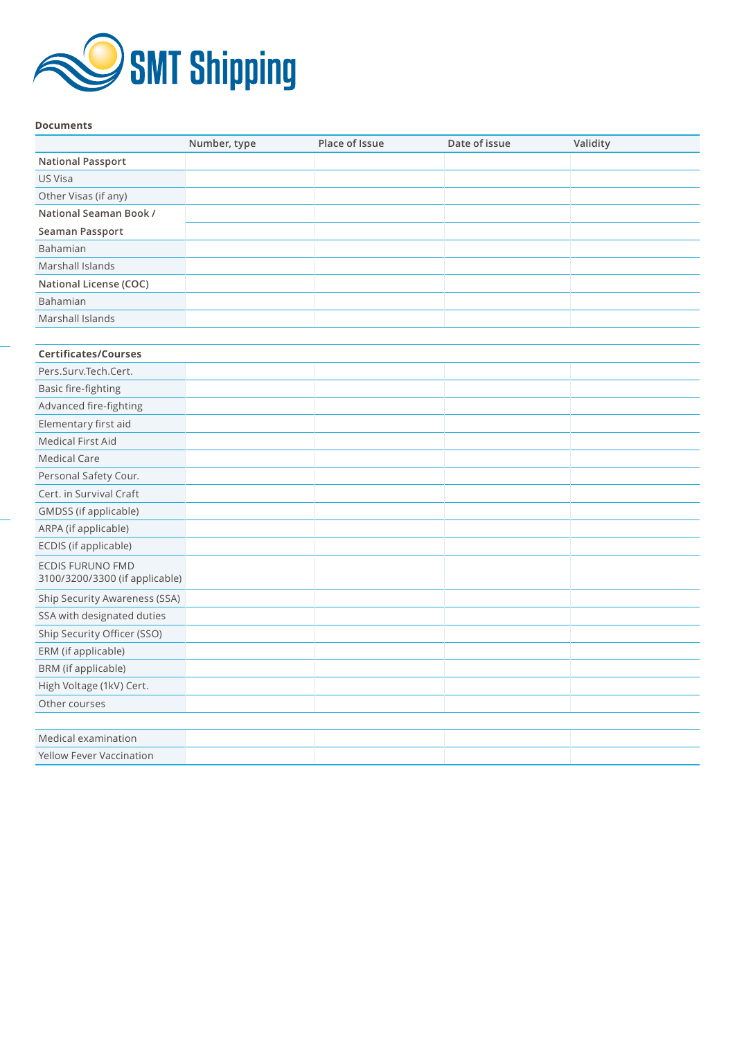**SMT Shipping**

**Documents**

| | Number, type | Place of Issue | Date of issue | Validity |
|---|---|---|---|---|
| **National Passport** | | | | |
| US Visa | | | | |
| Other Visas (if any) | | | | |
| **National Seaman Book /** | | | | |
| **Seaman Passport** | | | | |
| Bahamian | | | | |
| Marshall Islands | | | | |
| **National License (COC)** | | | | |
| Bahamian | | | | |
| Marshall Islands | | | | |

| **Certificates/Courses** | | | | |
|---|---|---|---|---|
| Pers.Surv.Tech.Cert. | | | | |
| Basic fire-fighting | | | | |
| Advanced fire-fighting | | | | |
| Elementary first aid | | | | |
| Medical First Aid | | | | |
| Medical Care | | | | |
| Personal Safety Cour. | | | | |
| Cert. in Survival Craft | | | | |
| GMDSS (if applicable) | | | | |
| ARPA (if applicable) | | | | |
| ECDIS (if applicable) | | | | |
| ECDIS FURUNO FMD 3100/3200/3300 (if applicable) | | | | |
| Ship Security Awareness (SSA) | | | | |
| SSA with designated duties | | | | |
| Ship Security Officer (SSO) | | | | |
| ERM (if applicable) | | | | |
| BRM (if applicable) | | | | |
| High Voltage (1kV) Cert. | | | | |
| Other courses | | | | |

| | | | | |
|---|---|---|---|---|
| Medical examination | | | | |
| Yellow Fever Vaccination | | | | |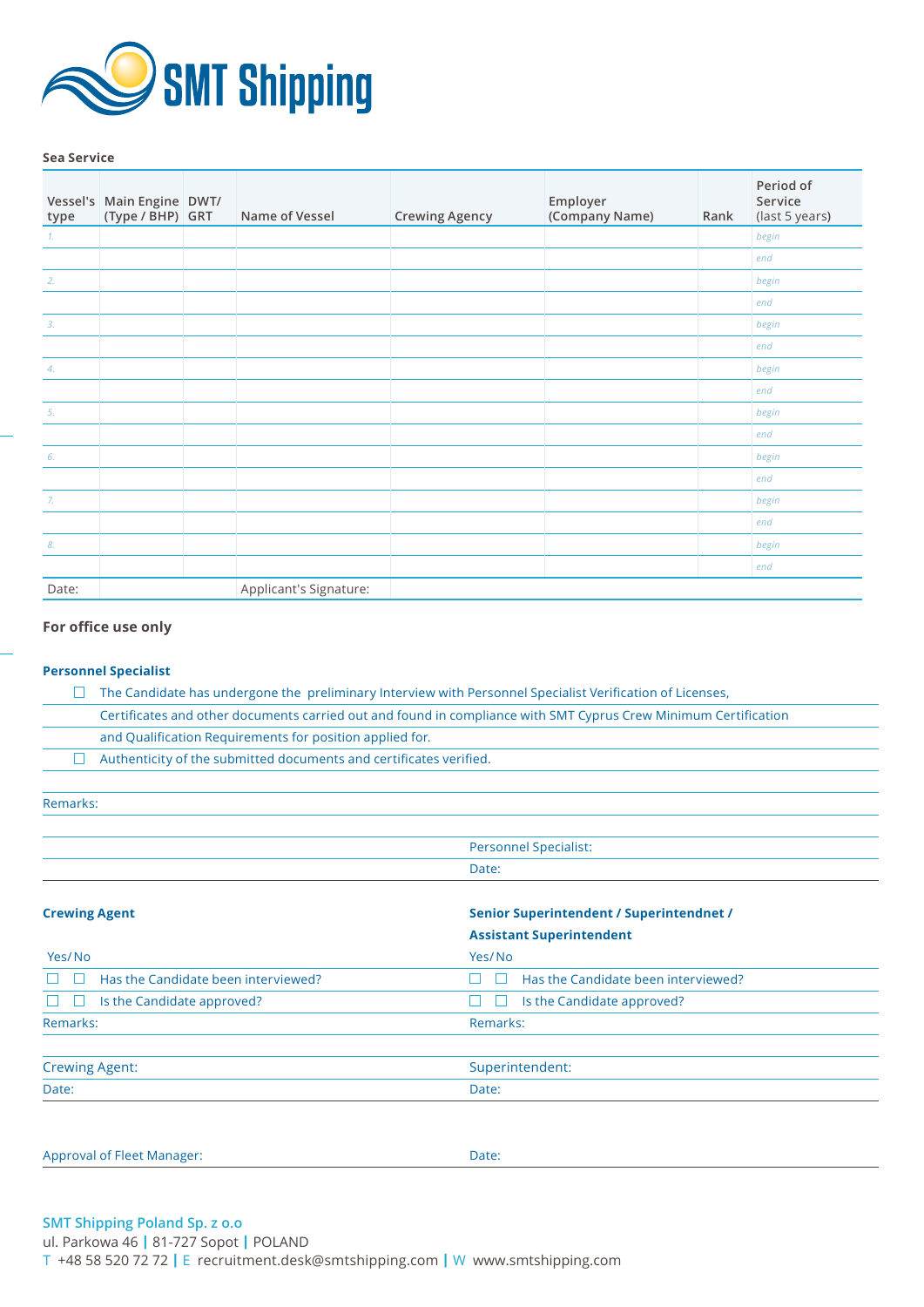**SMT Shipping**

**Sea Service**

| Vessel's type | Main Engine (Type / BHP) | DWT/ GRT | Name of Vessel | Crewing Agency | Employer (Company Name) | Rank | Period of Service (last 5 years) |
|---|---|---|---|---|---|---|---|
| *1.* | | | | | | | *begin* |
| | | | | | | | *end* |
| *2.* | | | | | | | *begin* |
| | | | | | | | *end* |
| *3.* | | | | | | | *begin* |
| | | | | | | | *end* |
| *4.* | | | | | | | *begin* |
| | | | | | | | *end* |
| *5.* | | | | | | | *begin* |
| | | | | | | | *end* |
| *6.* | | | | | | | *begin* |
| | | | | | | | *end* |
| *7.* | | | | | | | *begin* |
| | | | | | | | *end* |
| *8.* | | | | | | | *begin* |
| | | | | | | | *end* |
| Date: | | | Applicant's Signature: | | | | |

**For office use only**

**Personnel Specialist**

☐ The Candidate has undergone the preliminary Interview with Personnel Specialist Verification of Licenses, Certificates and other documents carried out and found in compliance with SMT Cyprus Crew Minimum Certification and Qualification Requirements for position applied for.

☐ Authenticity of the submitted documents and certificates verified.

Remarks:

Personnel Specialist:

Date:

**Crewing Agent**

Yes/ No

☐ ☐ Has the Candidate been interviewed?

☐ ☐ Is the Candidate approved?

Remarks:

Crewing Agent:

Date:

**Senior Superintendent / Superintendnet / Assistant Superintendent**

Yes/ No

☐ ☐ Has the Candidate been interviewed?

☐ ☐ Is the Candidate approved?

Remarks:

Superintendent:

Date:

Approval of Fleet Manager:

Date:

**SMT Shipping Poland Sp. z o.o**
ul. Parkowa 46 | 81-727 Sopot | POLAND
T +48 58 520 72 72 | E recruitment.desk@smtshipping.com | W www.smtshipping.com